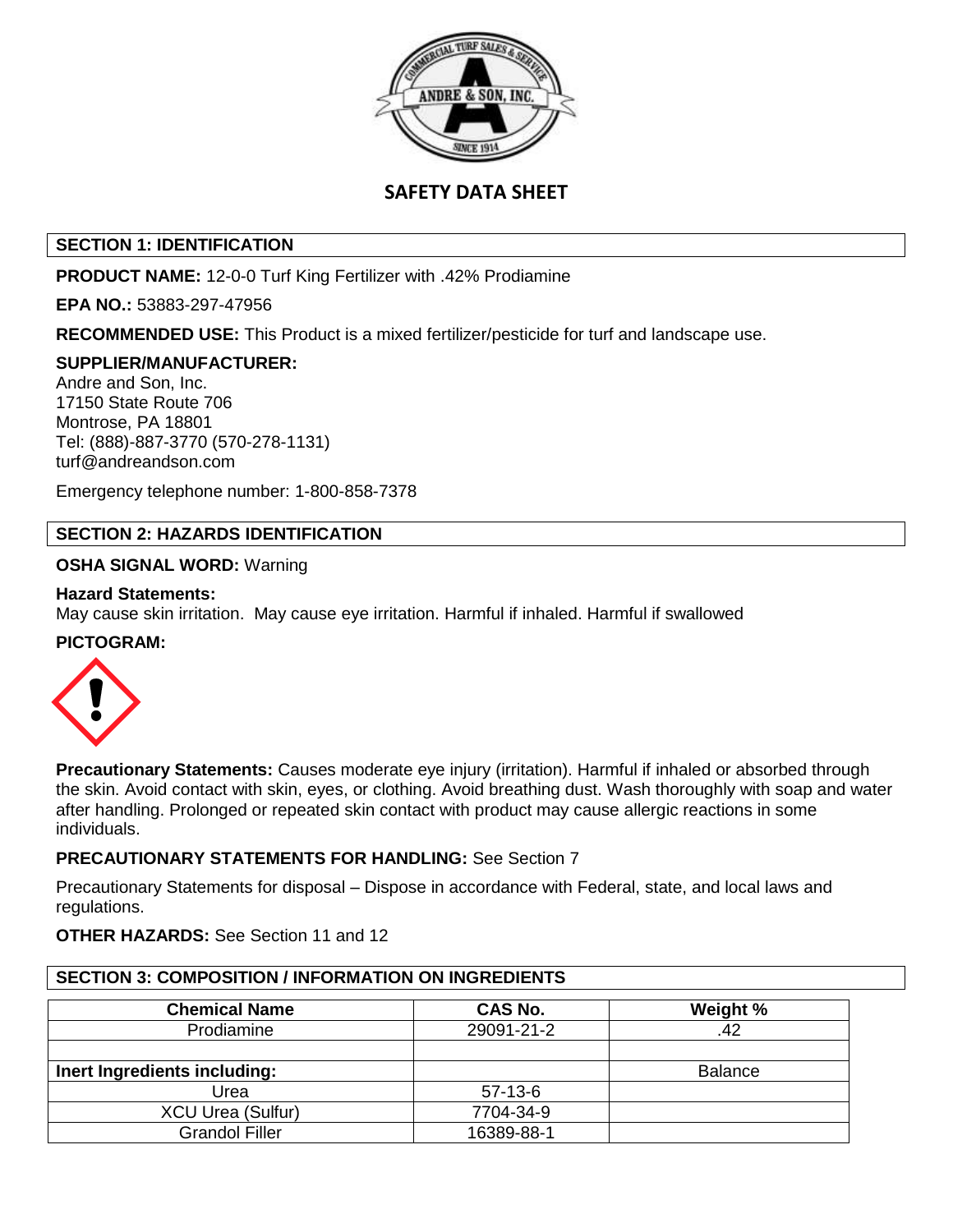# SAFETY DATA SHEET

## SECTION 1: IDENTIFICATION

**PRODUCT NAME:** 12-0-0 Turf King Fertilizer with .42% Prodiamine

**EPA NO.:** 53883-297-47956

**RECOMMENDED USE:** This Product is a mixed fertilizer/pesticide for turf and landscape use.

**SUPPLIER/MANUFACTURER:**
Andre and Son, Inc.
17150 State Route 706
Montrose, PA 18801
Tel: (888)-887-3770 (570-278-1131)
turf@andreandson.com

Emergency telephone number: 1-800-858-7378

## SECTION 2: HAZARDS IDENTIFICATION

**OSHA SIGNAL WORD:** Warning

**Hazard Statements:**
May cause skin irritation. May cause eye irritation. Harmful if inhaled. Harmful if swallowed

**PICTOGRAM:**

**Precautionary Statements:** Causes moderate eye injury (irritation). Harmful if inhaled or absorbed through the skin. Avoid contact with skin, eyes, or clothing. Avoid breathing dust. Wash thoroughly with soap and water after handling. Prolonged or repeated skin contact with product may cause allergic reactions in some individuals.

**PRECAUTIONARY STATEMENTS FOR HANDLING:** See Section 7

Precautionary Statements for disposal – Dispose in accordance with Federal, state, and local laws and regulations.

**OTHER HAZARDS:** See Section 11 and 12

## SECTION 3: COMPOSITION / INFORMATION ON INGREDIENTS

| Chemical Name | CAS No. | Weight % |
|---|---|---|
| Prodiamine | 29091-21-2 | .42 |
| | | |
| **Inert Ingredients including:** | | Balance |
| Urea | 57-13-6 | |
| XCU Urea (Sulfur) | 7704-34-9 | |
| Grandol Filler | 16389-88-1 | |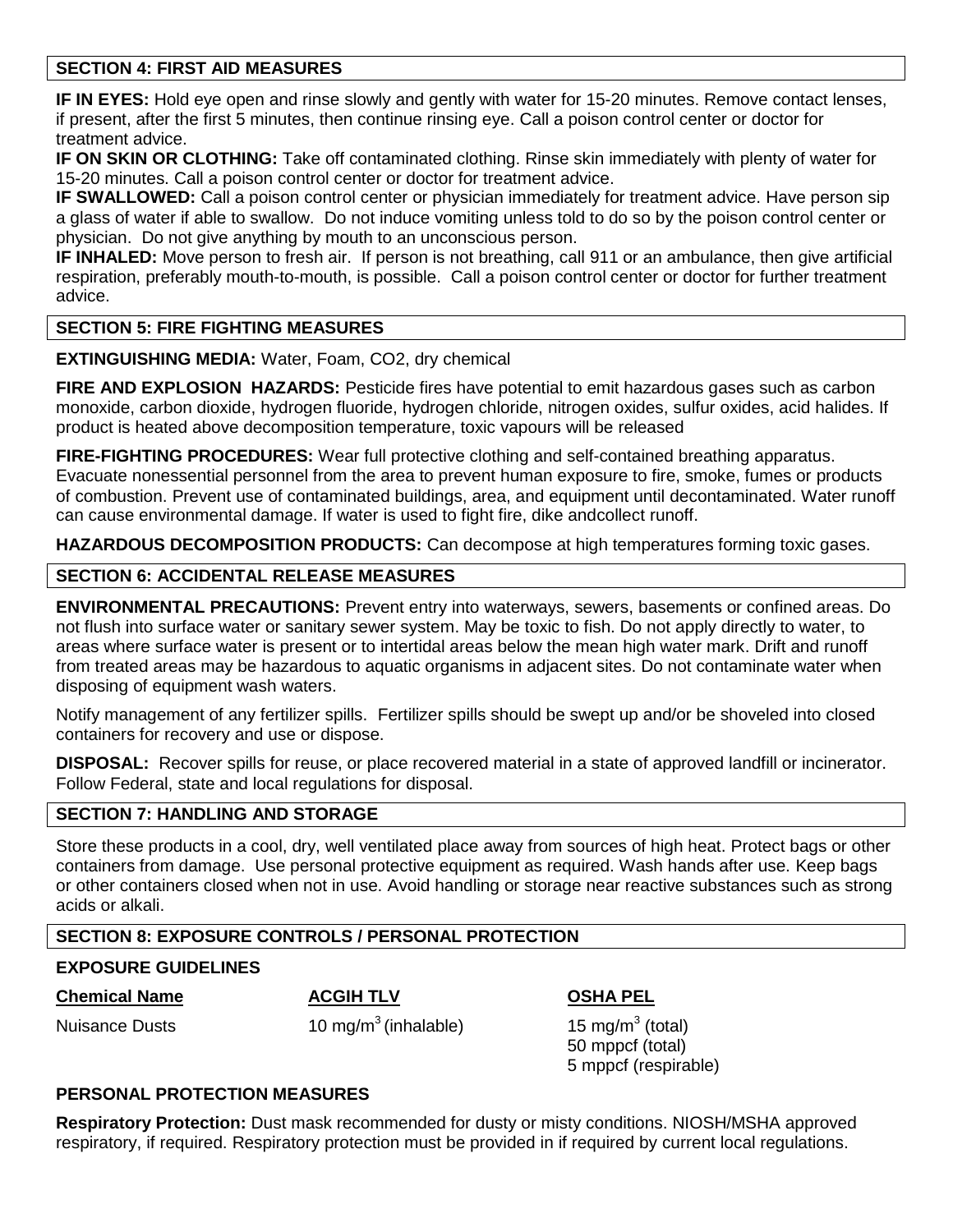## SECTION 4: FIRST AID MEASURES

**IF IN EYES:** Hold eye open and rinse slowly and gently with water for 15-20 minutes. Remove contact lenses, if present, after the first 5 minutes, then continue rinsing eye. Call a poison control center or doctor for treatment advice.

**IF ON SKIN OR CLOTHING:** Take off contaminated clothing. Rinse skin immediately with plenty of water for 15-20 minutes. Call a poison control center or doctor for treatment advice.

**IF SWALLOWED:** Call a poison control center or physician immediately for treatment advice. Have person sip a glass of water if able to swallow. Do not induce vomiting unless told to do so by the poison control center or physician. Do not give anything by mouth to an unconscious person.

**IF INHALED:** Move person to fresh air. If person is not breathing, call 911 or an ambulance, then give artificial respiration, preferably mouth-to-mouth, is possible. Call a poison control center or doctor for further treatment advice.

## SECTION 5: FIRE FIGHTING MEASURES

**EXTINGUISHING MEDIA:** Water, Foam, CO2, dry chemical

**FIRE AND EXPLOSION HAZARDS:** Pesticide fires have potential to emit hazardous gases such as carbon monoxide, carbon dioxide, hydrogen fluoride, hydrogen chloride, nitrogen oxides, sulfur oxides, acid halides. If product is heated above decomposition temperature, toxic vapours will be released

**FIRE-FIGHTING PROCEDURES:** Wear full protective clothing and self-contained breathing apparatus. Evacuate nonessential personnel from the area to prevent human exposure to fire, smoke, fumes or products of combustion. Prevent use of contaminated buildings, area, and equipment until decontaminated. Water runoff can cause environmental damage. If water is used to fight fire, dike andcollect runoff.

**HAZARDOUS DECOMPOSITION PRODUCTS:** Can decompose at high temperatures forming toxic gases.

## SECTION 6: ACCIDENTAL RELEASE MEASURES

**ENVIRONMENTAL PRECAUTIONS:** Prevent entry into waterways, sewers, basements or confined areas. Do not flush into surface water or sanitary sewer system. May be toxic to fish. Do not apply directly to water, to areas where surface water is present or to intertidal areas below the mean high water mark. Drift and runoff from treated areas may be hazardous to aquatic organisms in adjacent sites. Do not contaminate water when disposing of equipment wash waters.

Notify management of any fertilizer spills. Fertilizer spills should be swept up and/or be shoveled into closed containers for recovery and use or dispose.

**DISPOSAL:** Recover spills for reuse, or place recovered material in a state of approved landfill or incinerator. Follow Federal, state and local regulations for disposal.

## SECTION 7: HANDLING AND STORAGE

Store these products in a cool, dry, well ventilated place away from sources of high heat. Protect bags or other containers from damage. Use personal protective equipment as required. Wash hands after use. Keep bags or other containers closed when not in use. Avoid handling or storage near reactive substances such as strong acids or alkali.

## SECTION 8: EXPOSURE CONTROLS / PERSONAL PROTECTION

### EXPOSURE GUIDELINES

| Chemical Name | ACGIH TLV | OSHA PEL |
|---|---|---|
| Nuisance Dusts | 10 mg/m$^3$ (inhalable) | 15 mg/m$^3$ (total)<br>50 mppcf (total)<br>5 mppcf (respirable) |

### PERSONAL PROTECTION MEASURES

**Respiratory Protection:** Dust mask recommended for dusty or misty conditions. NIOSH/MSHA approved respiratory, if required. Respiratory protection must be provided in if required by current local regulations.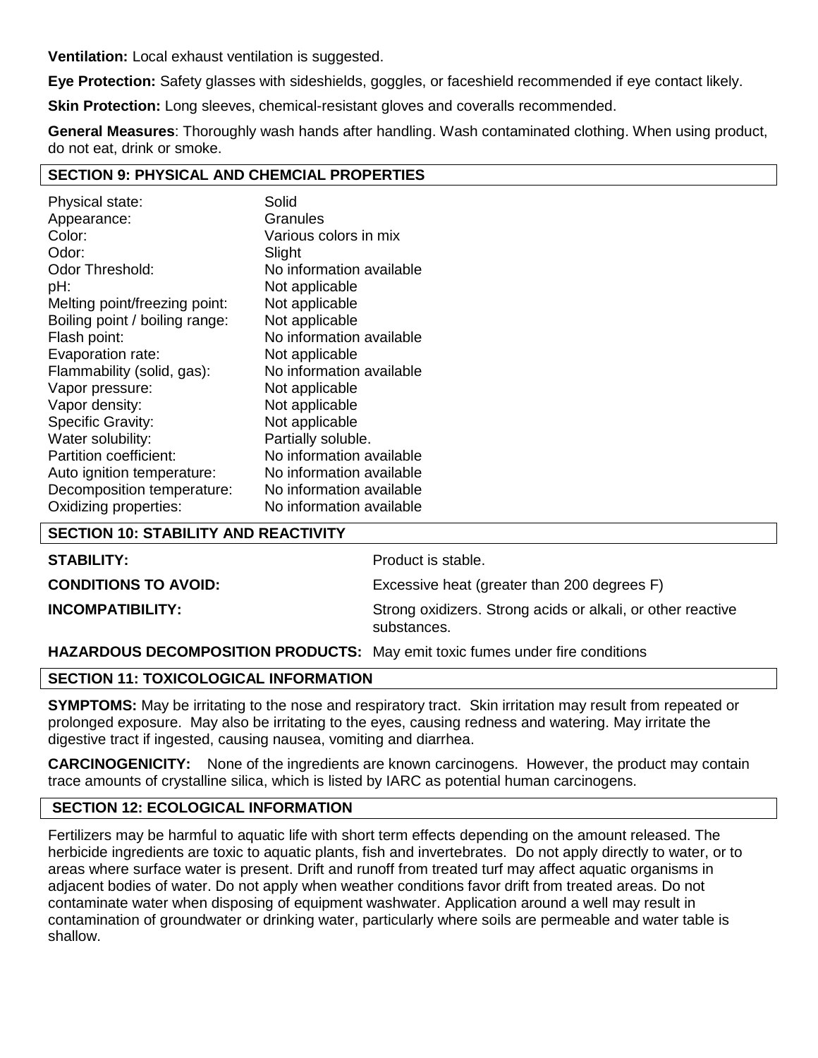**Ventilation:** Local exhaust ventilation is suggested.

**Eye Protection:** Safety glasses with sideshields, goggles, or faceshield recommended if eye contact likely.

**Skin Protection:** Long sleeves, chemical-resistant gloves and coveralls recommended.

**General Measures**: Thoroughly wash hands after handling. Wash contaminated clothing. When using product, do not eat, drink or smoke.

## SECTION 9: PHYSICAL AND CHEMCIAL PROPERTIES

| | |
|---|---|
| Physical state: | Solid |
| Appearance: | Granules |
| Color: | Various colors in mix |
| Odor: | Slight |
| Odor Threshold: | No information available |
| pH: | Not applicable |
| Melting point/freezing point: | Not applicable |
| Boiling point / boiling range: | Not applicable |
| Flash point: | No information available |
| Evaporation rate: | Not applicable |
| Flammability (solid, gas): | No information available |
| Vapor pressure: | Not applicable |
| Vapor density: | Not applicable |
| Specific Gravity: | Not applicable |
| Water solubility: | Partially soluble. |
| Partition coefficient: | No information available |
| Auto ignition temperature: | No information available |
| Decomposition temperature: | No information available |
| Oxidizing properties: | No information available |

## SECTION 10: STABILITY AND REACTIVITY

**STABILITY:** Product is stable.

**CONDITIONS TO AVOID:** Excessive heat (greater than 200 degrees F)

**INCOMPATIBILITY:** Strong oxidizers. Strong acids or alkali, or other reactive substances.

**HAZARDOUS DECOMPOSITION PRODUCTS:** May emit toxic fumes under fire conditions

## SECTION 11: TOXICOLOGICAL INFORMATION

**SYMPTOMS:** May be irritating to the nose and respiratory tract. Skin irritation may result from repeated or prolonged exposure. May also be irritating to the eyes, causing redness and watering. May irritate the digestive tract if ingested, causing nausea, vomiting and diarrhea.

**CARCINOGENICITY:** None of the ingredients are known carcinogens. However, the product may contain trace amounts of crystalline silica, which is listed by IARC as potential human carcinogens.

## SECTION 12: ECOLOGICAL INFORMATION

Fertilizers may be harmful to aquatic life with short term effects depending on the amount released. The herbicide ingredients are toxic to aquatic plants, fish and invertebrates. Do not apply directly to water, or to areas where surface water is present. Drift and runoff from treated turf may affect aquatic organisms in adjacent bodies of water. Do not apply when weather conditions favor drift from treated areas. Do not contaminate water when disposing of equipment washwater. Application around a well may result in contamination of groundwater or drinking water, particularly where soils are permeable and water table is shallow.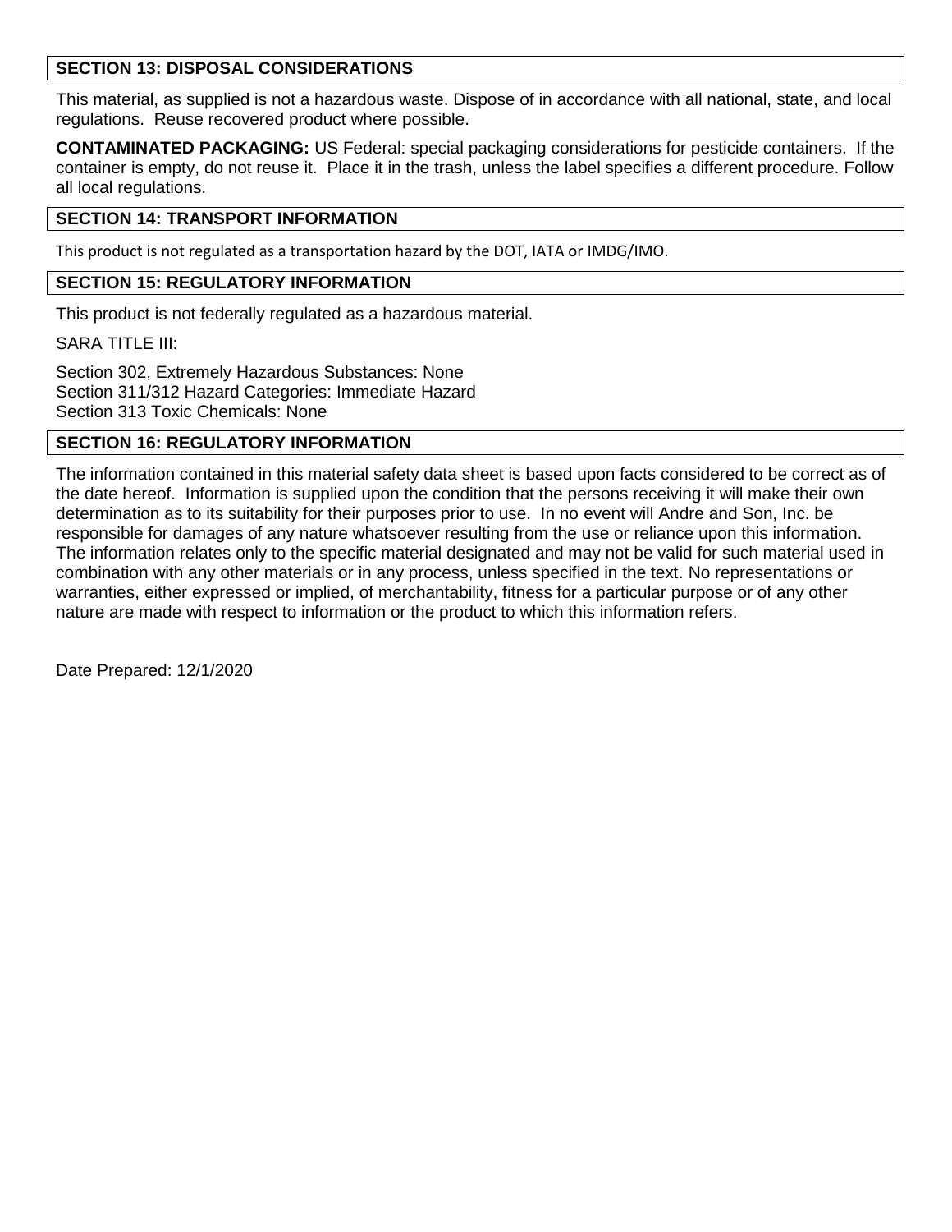## SECTION 13: DISPOSAL CONSIDERATIONS

This material, as supplied is not a hazardous waste. Dispose of in accordance with all national, state, and local regulations. Reuse recovered product where possible.

**CONTAMINATED PACKAGING:** US Federal: special packaging considerations for pesticide containers. If the container is empty, do not reuse it. Place it in the trash, unless the label specifies a different procedure. Follow all local regulations.

## SECTION 14: TRANSPORT INFORMATION

This product is not regulated as a transportation hazard by the DOT, IATA or IMDG/IMO.

## SECTION 15: REGULATORY INFORMATION

This product is not federally regulated as a hazardous material.

SARA TITLE III:

Section 302, Extremely Hazardous Substances: None
Section 311/312 Hazard Categories: Immediate Hazard
Section 313 Toxic Chemicals: None

## SECTION 16: REGULATORY INFORMATION

The information contained in this material safety data sheet is based upon facts considered to be correct as of the date hereof. Information is supplied upon the condition that the persons receiving it will make their own determination as to its suitability for their purposes prior to use. In no event will Andre and Son, Inc. be responsible for damages of any nature whatsoever resulting from the use or reliance upon this information. The information relates only to the specific material designated and may not be valid for such material used in combination with any other materials or in any process, unless specified in the text. No representations or warranties, either expressed or implied, of merchantability, fitness for a particular purpose or of any other nature are made with respect to information or the product to which this information refers.

Date Prepared: 12/1/2020